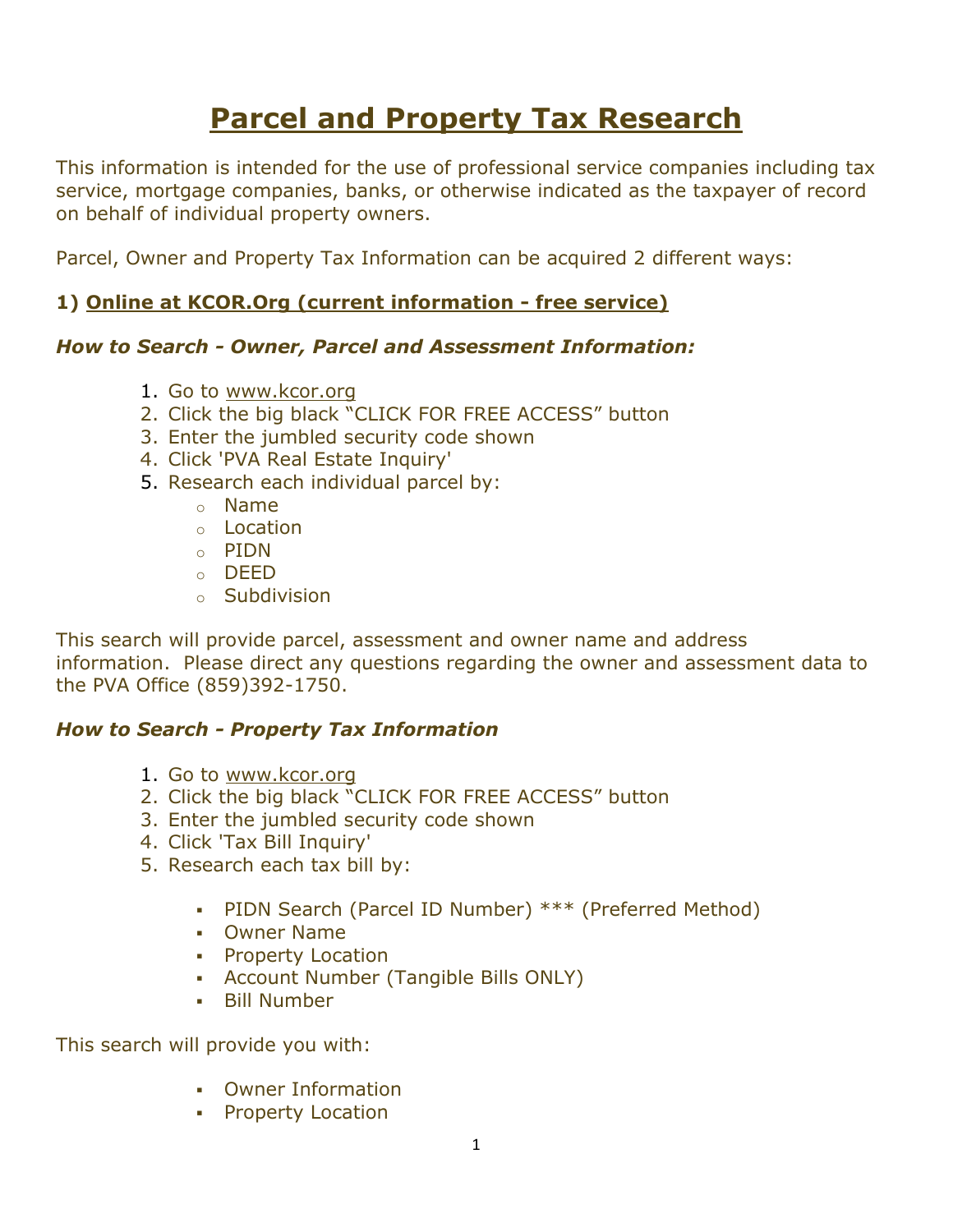# Parcel and Property Tax Research

This information is intended for the use of professional service companies including tax service, mortgage companies, banks, or otherwise indicated as the taxpayer of record on behalf of individual property owners.

Parcel, Owner and Property Tax Information can be acquired 2 different ways:

### 1) Online at KCOR.Org (current information - free service)

#### *How to Search - Owner, Parcel and Assessment Information:*

1. Go to www.kcor.org
2. Click the big black "CLICK FOR FREE ACCESS" button
3. Enter the jumbled security code shown
4. Click 'PVA Real Estate Inquiry'
5. Research each individual parcel by:
    - Name
    - Location
    - PIDN
    - DEED
    - Subdivision

This search will provide parcel, assessment and owner name and address information. Please direct any questions regarding the owner and assessment data to the PVA Office (859)392-1750.

#### *How to Search - Property Tax Information*

1. Go to www.kcor.org
2. Click the big black "CLICK FOR FREE ACCESS" button
3. Enter the jumbled security code shown
4. Click 'Tax Bill Inquiry'
5. Research each tax bill by:
    - PIDN Search (Parcel ID Number) *** (Preferred Method)
    - Owner Name
    - Property Location
    - Account Number (Tangible Bills ONLY)
    - Bill Number

This search will provide you with:

- Owner Information
- Property Location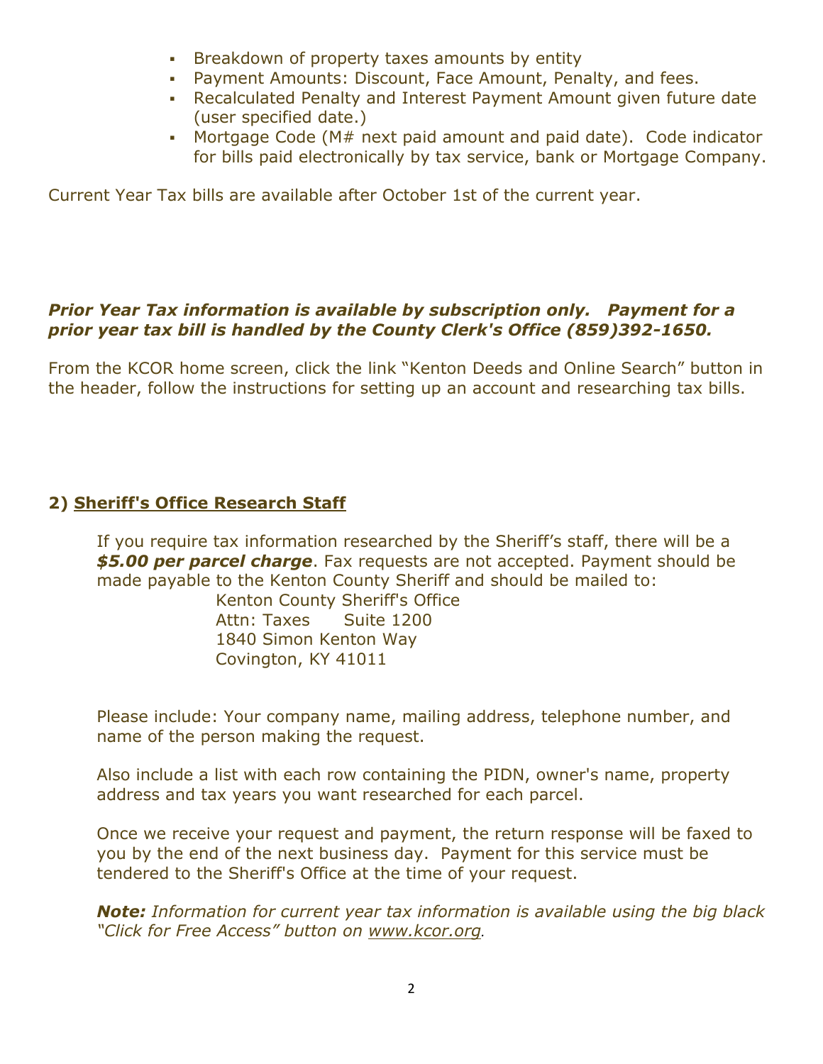- Breakdown of property taxes amounts by entity
- Payment Amounts: Discount, Face Amount, Penalty, and fees.
- Recalculated Penalty and Interest Payment Amount given future date (user specified date.)
- Mortgage Code (M# next paid amount and paid date). Code indicator for bills paid electronically by tax service, bank or Mortgage Company.

Current Year Tax bills are available after October 1st of the current year.

***Prior Year Tax information is available by subscription only. Payment for a prior year tax bill is handled by the County Clerk's Office (859)392-1650.***

From the KCOR home screen, click the link "Kenton Deeds and Online Search" button in the header, follow the instructions for setting up an account and researching tax bills.

## 2) Sheriff's Office Research Staff

If you require tax information researched by the Sheriff's staff, there will be a ***$5.00 per parcel charge***. Fax requests are not accepted. Payment should be made payable to the Kenton County Sheriff and should be mailed to:

Kenton County Sheriff's Office
Attn: Taxes Suite 1200
1840 Simon Kenton Way
Covington, KY 41011

Please include: Your company name, mailing address, telephone number, and name of the person making the request.

Also include a list with each row containing the PIDN, owner's name, property address and tax years you want researched for each parcel.

Once we receive your request and payment, the return response will be faxed to you by the end of the next business day. Payment for this service must be tendered to the Sheriff's Office at the time of your request.

***Note:*** *Information for current year tax information is available using the big black "Click for Free Access" button on www.kcor.org.*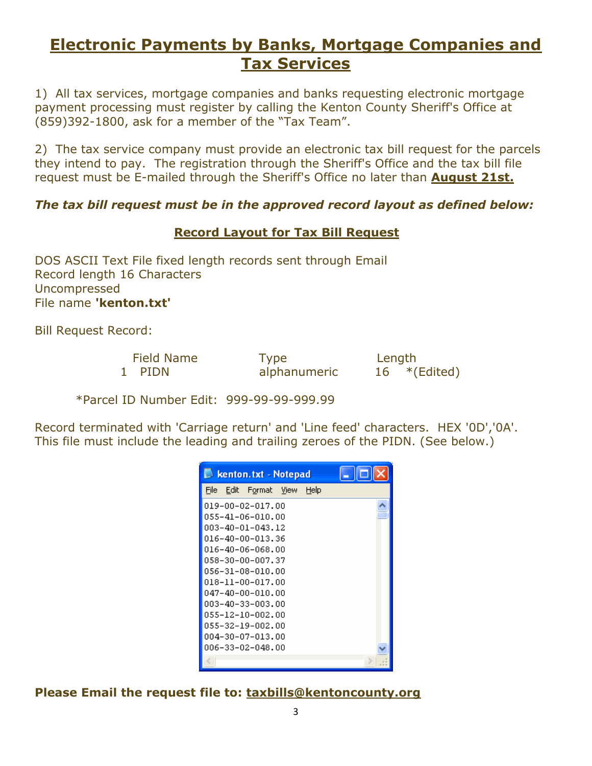# Electronic Payments by Banks, Mortgage Companies and Tax Services

1) All tax services, mortgage companies and banks requesting electronic mortgage payment processing must register by calling the Kenton County Sheriff's Office at (859)392-1800, ask for a member of the "Tax Team".

2) The tax service company must provide an electronic tax bill request for the parcels they intend to pay. The registration through the Sheriff's Office and the tax bill file request must be E-mailed through the Sheriff's Office no later than **August 21st.**

***The tax bill request must be in the approved record layout as defined below:***

## Record Layout for Tax Bill Request

DOS ASCII Text File fixed length records sent through Email
Record length 16 Characters
Uncompressed
File name **'kenton.txt'**

Bill Request Record:

| | Field Name | Type | Length |
|---|---|---|---|
| 1 | PIDN | alphanumeric | 16 *(Edited) |

*Parcel ID Number Edit: 999-99-99-999.99

Record terminated with 'Carriage return' and 'Line feed' characters. HEX '0D','0A'. This file must include the leading and trailing zeroes of the PIDN. (See below.)

```
kenton.txt - Notepad
019-00-02-017.00
055-41-06-010.00
003-40-01-043.12
016-40-00-013.36
016-40-06-068.00
058-30-00-007.37
056-31-08-010.00
018-11-00-017.00
047-40-00-010.00
003-40-33-003.00
055-12-10-002.00
055-32-19-002.00
004-30-07-013.00
006-33-02-048.00
```

**Please Email the request file to: taxbills@kentoncounty.org**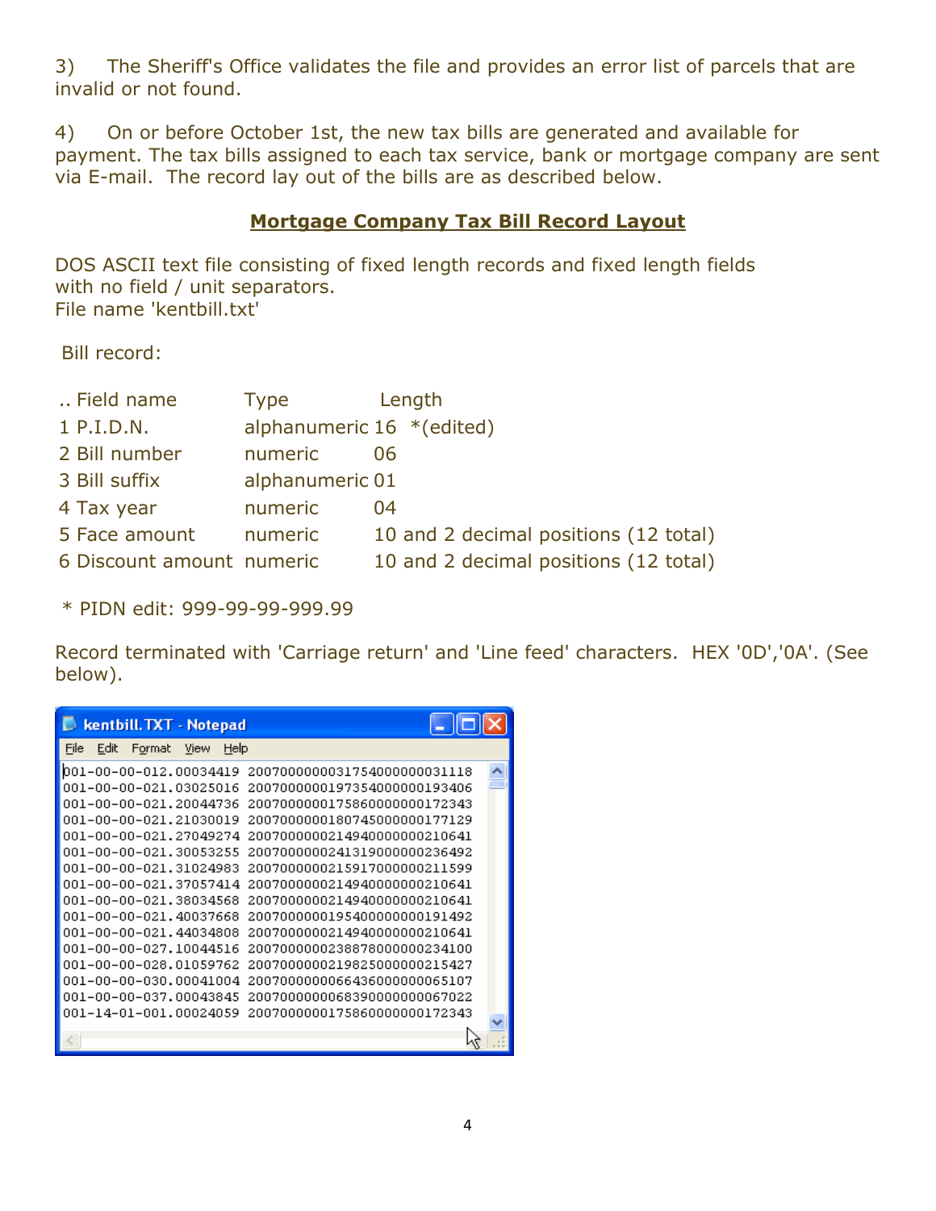3) The Sheriff's Office validates the file and provides an error list of parcels that are invalid or not found.

4) On or before October 1st, the new tax bills are generated and available for payment. The tax bills assigned to each tax service, bank or mortgage company are sent via E-mail. The record lay out of the bills are as described below.

## Mortgage Company Tax Bill Record Layout

DOS ASCII text file consisting of fixed length records and fixed length fields with no field / unit separators.
File name 'kentbill.txt'

Bill record:

| .. Field name | Type | Length |
|---|---|---|
| 1 P.I.D.N. | alphanumeric | 16 *(edited) |
| 2 Bill number | numeric | 06 |
| 3 Bill suffix | alphanumeric | 01 |
| 4 Tax year | numeric | 04 |
| 5 Face amount | numeric | 10 and 2 decimal positions (12 total) |
| 6 Discount amount | numeric | 10 and 2 decimal positions (12 total) |

\* PIDN edit: 999-99-99-999.99

Record terminated with 'Carriage return' and 'Line feed' characters. HEX '0D','0A'. (See below).

kentbill.TXT - Notepad

```
001-00-00-012.00034419 2007000000031754000000031118
001-00-00-021.03025016 2007000000197354000000193406
001-00-00-021.20044736 2007000000175860000000172343
001-00-00-021.21030019 2007000000180745000000177129
001-00-00-021.27049274 2007000000214940000000210641
001-00-00-021.30053255 2007000000241319000000236492
001-00-00-021.31024983 2007000000215917000000211599
001-00-00-021.37057414 2007000000214940000000210641
001-00-00-021.38034568 2007000000214940000000210641
001-00-00-021.40037668 2007000000195400000000191492
001-00-00-021.44034808 2007000000214940000000210641
001-00-00-027.10044516 2007000000238878000000234100
001-00-00-028.01059762 2007000000219825000000215427
001-00-00-030.00041004 2007000000066436000000065107
001-00-00-037.00043845 2007000000068390000000067022
001-14-01-001.00024059 2007000000175860000000172343
```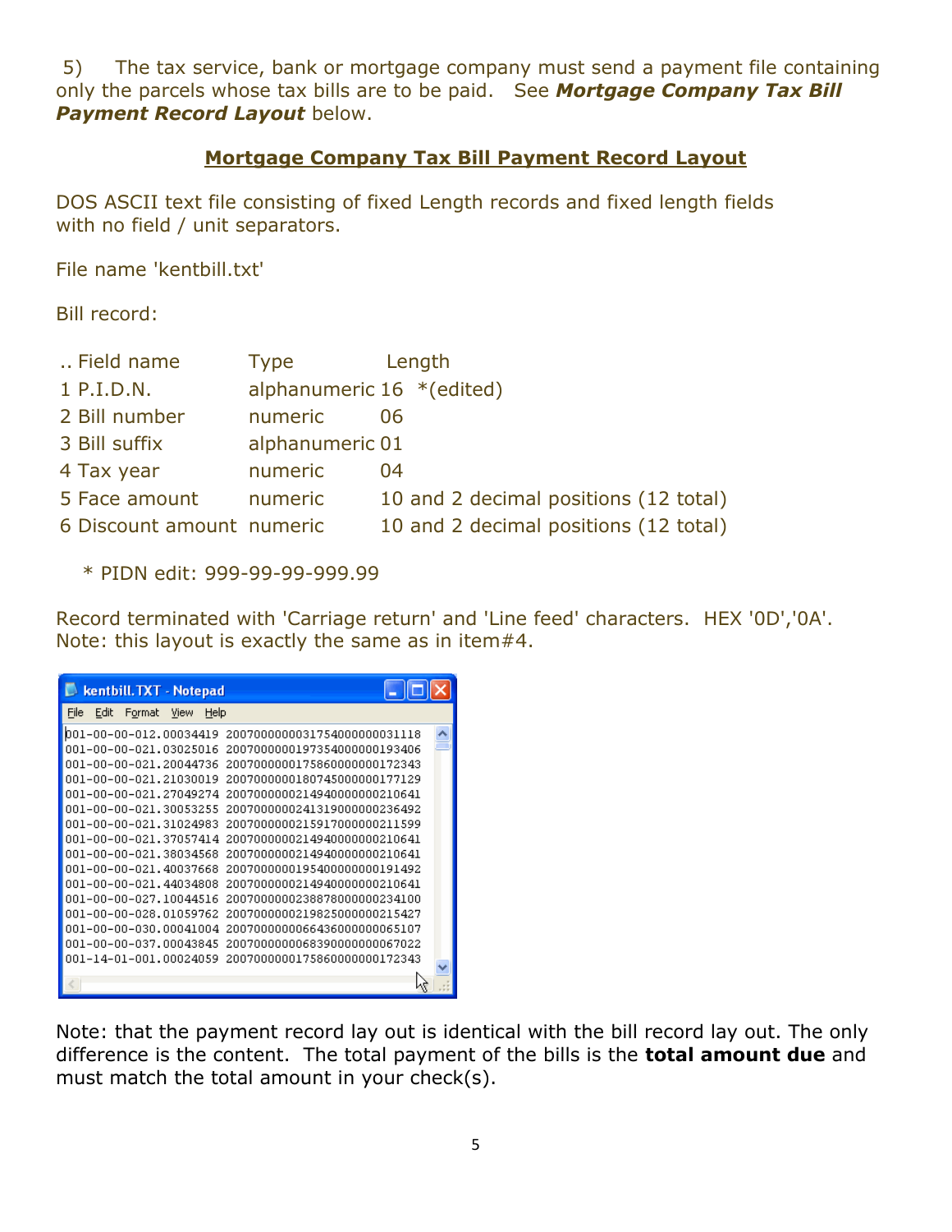5) The tax service, bank or mortgage company must send a payment file containing only the parcels whose tax bills are to be paid. See ***Mortgage Company Tax Bill Payment Record Layout*** below.

## Mortgage Company Tax Bill Payment Record Layout

DOS ASCII text file consisting of fixed Length records and fixed length fields with no field / unit separators.

File name 'kentbill.txt'

Bill record:

| .. Field name | Type | Length |
|---|---|---|
| 1 P.I.D.N. | alphanumeric | 16 *(edited) |
| 2 Bill number | numeric | 06 |
| 3 Bill suffix | alphanumeric | 01 |
| 4 Tax year | numeric | 04 |
| 5 Face amount | numeric | 10 and 2 decimal positions (12 total) |
| 6 Discount amount | numeric | 10 and 2 decimal positions (12 total) |

* PIDN edit: 999-99-99-999.99

Record terminated with 'Carriage return' and 'Line feed' characters. HEX '0D','0A'. Note: this layout is exactly the same as in item#4.

**kentbill.TXT - Notepad**

```
001-00-00-012.00034419 2007000000031754000000031118
001-00-00-021.03025016 2007000000197354000000193406
001-00-00-021.20044736 2007000000175860000000172343
001-00-00-021.21030019 2007000000180745000000177129
001-00-00-021.27049274 2007000000214940000000210641
001-00-00-021.30053255 2007000000241319000000236492
001-00-00-021.31024983 2007000000215917000000211599
001-00-00-021.37057414 2007000000214940000000210641
001-00-00-021.38034568 2007000000214940000000210641
001-00-00-021.40037668 2007000000195400000000191492
001-00-00-021.44034808 2007000000214940000000210641
001-00-00-027.10044516 2007000000238878000000234100
001-00-00-028.01059762 2007000000219825000000215427
001-00-00-030.00041004 2007000000066436000000065107
001-00-00-037.00043845 2007000000068390000000067022
001-14-01-001.00024059 2007000000175860000000172343
```

Note: that the payment record lay out is identical with the bill record lay out. The only difference is the content. The total payment of the bills is the **total amount due** and must match the total amount in your check(s).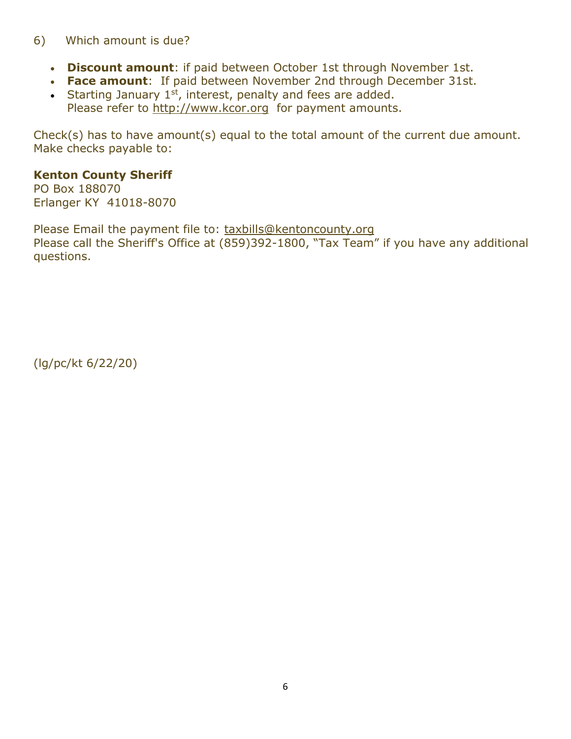6) Which amount is due?

- **Discount amount**: if paid between October 1st through November 1st.
- **Face amount**: If paid between November 2nd through December 31st.
- Starting January 1st, interest, penalty and fees are added.
  Please refer to http://www.kcor.org for payment amounts.

Check(s) has to have amount(s) equal to the total amount of the current due amount.
Make checks payable to:

**Kenton County Sheriff**
PO Box 188070
Erlanger KY 41018-8070

Please Email the payment file to: taxbills@kentoncounty.org
Please call the Sheriff's Office at (859)392-1800, "Tax Team" if you have any additional questions.

(lg/pc/kt 6/22/20)